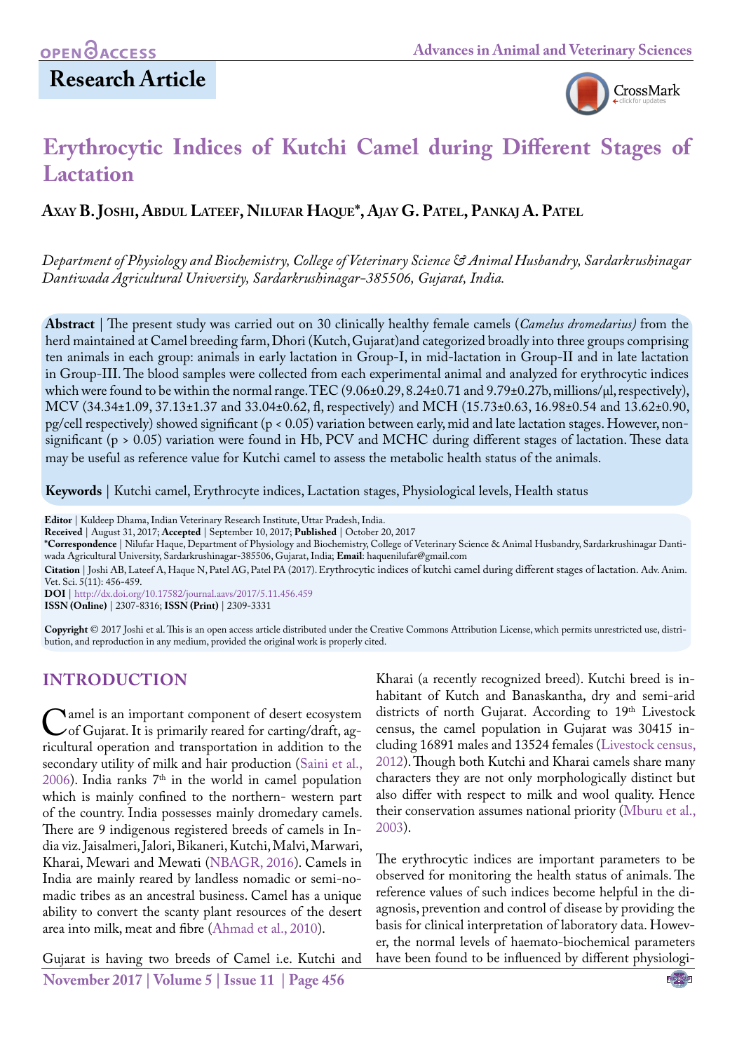**OPEN ACCESS**

## Research Article

# Erythrocytic Indices of Kutchi Camel during Different Stages of Lactation

**Axay B. Joshi, Abdul Lateef, Nilufar Haque\*, Ajay G. Patel, Pankaj A. Patel**

*Department of Physiology and Biochemistry, College of Veterinary Science & Animal Husbandry, Sardarkrushinagar Dantiwada Agricultural University, Sardarkrushinagar-385506, Gujarat, India.*

**Abstract** | The present study was carried out on 30 clinically healthy female camels (*Camelus dromedarius)* from the herd maintained at Camel breeding farm, Dhori (Kutch, Gujarat)and categorized broadly into three groups comprising ten animals in each group: animals in early lactation in Group-I, in mid-lactation in Group-II and in late lactation in Group-III. The blood samples were collected from each experimental animal and analyzed for erythrocytic indices which were found to be within the normal range. TEC (9.06±0.29, 8.24±0.71 and 9.79±0.27b, millions/µl, respectively), MCV (34.34±1.09, 37.13±1.37 and 33.04±0.62, fl, respectively) and MCH (15.73±0.63, 16.98±0.54 and 13.62±0.90, pg/cell respectively) showed significant ($p < 0.05$) variation between early, mid and late lactation stages. However, non-significant ($p > 0.05$) variation were found in Hb, PCV and MCHC during different stages of lactation. These data may be useful as reference value for Kutchi camel to assess the metabolic health status of the animals.

**Keywords** | Kutchi camel, Erythrocyte indices, Lactation stages, Physiological levels, Health status

**Editor** | Kuldeep Dhama, Indian Veterinary Research Institute, Uttar Pradesh, India.
**Received** | August 31, 2017; **Accepted** | September 10, 2017; **Published** | October 20, 2017
**\*Correspondence** | Nilufar Haque, Department of Physiology and Biochemistry, College of Veterinary Science & Animal Husbandry, Sardarkrushinagar Dantiwada Agricultural University, Sardarkrushinagar-385506, Gujarat, India; **Email**: haquenilufar@gmail.com
**Citation** | Joshi AB, Lateef A, Haque N, Patel AG, Patel PA (2017). Erythrocytic indices of kutchi camel during different stages of lactation. Adv. Anim. Vet. Sci. 5(11): 456-459.
**DOI** | http://dx.doi.org/10.17582/journal.aavs/2017/5.11.456.459
**ISSN (Online)** | 2307-8316; **ISSN (Print)** | 2309-3331

**Copyright** © 2017 Joshi et al. This is an open access article distributed under the Creative Commons Attribution License, which permits unrestricted use, distribution, and reproduction in any medium, provided the original work is properly cited.

## INTRODUCTION

Camel is an important component of desert ecosystem of Gujarat. It is primarily reared for carting/draft, agricultural operation and transportation in addition to the secondary utility of milk and hair production (Saini et al., 2006). India ranks 7th in the world in camel population which is mainly confined to the northern- western part of the country. India possesses mainly dromedary camels. There are 9 indigenous registered breeds of camels in India viz. Jaisalmeri, Jalori, Bikaneri, Kutchi, Malvi, Marwari, Kharai, Mewari and Mewati (NBAGR, 2016). Camels in India are mainly reared by landless nomadic or semi-nomadic tribes as an ancestral business. Camel has a unique ability to convert the scanty plant resources of the desert area into milk, meat and fibre (Ahmad et al., 2010).

Gujarat is having two breeds of Camel i.e. Kutchi and Kharai (a recently recognized breed). Kutchi breed is inhabitant of Kutch and Banaskantha, dry and semi-arid districts of north Gujarat. According to 19th Livestock census, the camel population in Gujarat was 30415 including 16891 males and 13524 females (Livestock census, 2012). Though both Kutchi and Kharai camels share many characters they are not only morphologically distinct but also differ with respect to milk and wool quality. Hence their conservation assumes national priority (Mburu et al., 2003).

The erythrocytic indices are important parameters to be observed for monitoring the health status of animals. The reference values of such indices become helpful in the diagnosis, prevention and control of disease by providing the basis for clinical interpretation of laboratory data. However, the normal levels of haemato-biochemical parameters have been found to be influenced by different physiologi-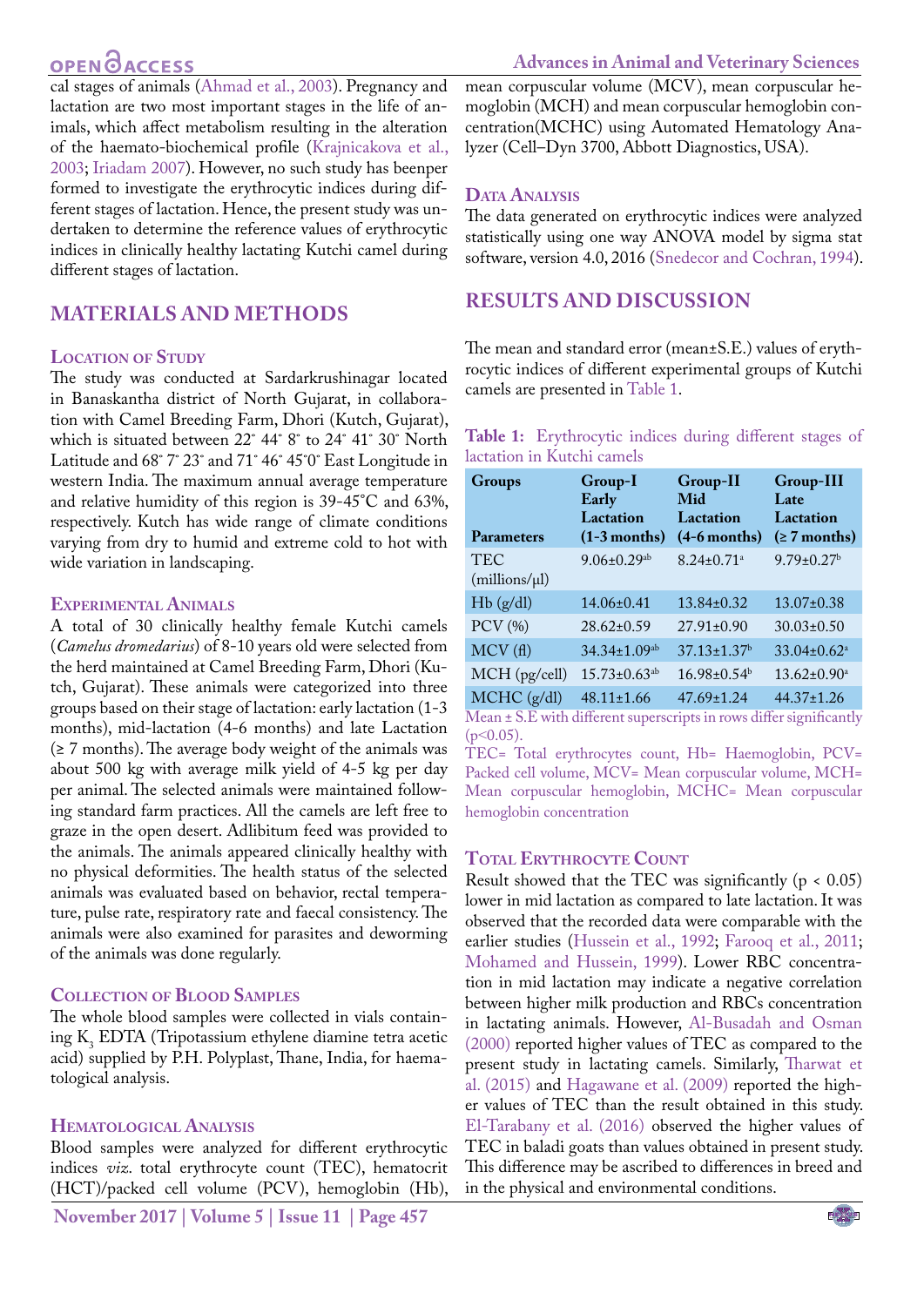cal stages of animals (Ahmad et al., 2003). Pregnancy and lactation are two most important stages in the life of animals, which affect metabolism resulting in the alteration of the haemato-biochemical profile (Krajnicakova et al., 2003; Iriadam 2007). However, no such study has beenper formed to investigate the erythrocytic indices during different stages of lactation. Hence, the present study was undertaken to determine the reference values of erythrocytic indices in clinically healthy lactating Kutchi camel during different stages of lactation.

## MATERIALS AND METHODS

### Location of Study

The study was conducted at Sardarkrushinagar located in Banaskantha district of North Gujarat, in collaboration with Camel Breeding Farm, Dhori (Kutch, Gujarat), which is situated between 22° 44' 8" to 24° 41' 30" North Latitude and 68° 7' 23" and 71° 46' 45"0" East Longitude in western India. The maximum annual average temperature and relative humidity of this region is 39-45°C and 63%, respectively. Kutch has wide range of climate conditions varying from dry to humid and extreme cold to hot with wide variation in landscaping.

### Experimental Animals

A total of 30 clinically healthy female Kutchi camels (*Camelus dromedarius*) of 8-10 years old were selected from the herd maintained at Camel Breeding Farm, Dhori (Kutch, Gujarat). These animals were categorized into three groups based on their stage of lactation: early lactation (1-3 months), mid-lactation (4-6 months) and late Lactation (≥ 7 months). The average body weight of the animals was about 500 kg with average milk yield of 4-5 kg per day per animal. The selected animals were maintained following standard farm practices. All the camels are left free to graze in the open desert. Adlibitum feed was provided to the animals. The animals appeared clinically healthy with no physical deformities. The health status of the selected animals was evaluated based on behavior, rectal temperature, pulse rate, respiratory rate and faecal consistency. The animals were also examined for parasites and deworming of the animals was done regularly.

### Collection of Blood Samples

The whole blood samples were collected in vials containing $K_3$ EDTA (Tripotassium ethylene diamine tetra acetic acid) supplied by P.H. Polyplast, Thane, India, for haematological analysis.

### Hematological Analysis

Blood samples were analyzed for different erythrocytic indices *viz.* total erythrocyte count (TEC), hematocrit (HCT)/packed cell volume (PCV), hemoglobin (Hb), mean corpuscular volume (MCV), mean corpuscular hemoglobin (MCH) and mean corpuscular hemoglobin concentration(MCHC) using Automated Hematology Analyzer (Cell–Dyn 3700, Abbott Diagnostics, USA).

### Data Analysis

The data generated on erythrocytic indices were analyzed statistically using one way ANOVA model by sigma stat software, version 4.0, 2016 (Snedecor and Cochran, 1994).

## RESULTS AND DISCUSSION

The mean and standard error (mean±S.E.) values of erythrocytic indices of different experimental groups of Kutchi camels are presented in Table 1.

**Table 1:** Erythrocytic indices during different stages of lactation in Kutchi camels

| Groups / Parameters | Group-I Early Lactation (1-3 months) | Group-II Mid Lactation (4-6 months) | Group-III Late Lactation (≥ 7 months) |
|---|---|---|---|
| TEC (millions/μl) | 9.06±0.29[ab] | 8.24±0.71[a] | 9.79±0.27[b] |
| Hb (g/dl) | 14.06±0.41 | 13.84±0.32 | 13.07±0.38 |
| PCV (%) | 28.62±0.59 | 27.91±0.90 | 30.03±0.50 |
| MCV (fl) | 34.34±1.09[ab] | 37.13±1.37[b] | 33.04±0.62[a] |
| MCH (pg/cell) | 15.73±0.63[ab] | 16.98±0.54[b] | 13.62±0.90[a] |
| MCHC (g/dl) | 48.11±1.66 | 47.69±1.24 | 44.37±1.26 |

Mean ± S.E with different superscripts in rows differ significantly ($p<0.05$).

TEC= Total erythrocytes count, Hb= Haemoglobin, PCV= Packed cell volume, MCV= Mean corpuscular volume, MCH= Mean corpuscular hemoglobin, MCHC= Mean corpuscular hemoglobin concentration

### Total Erythrocyte Count

Result showed that the TEC was significantly ($p < 0.05$) lower in mid lactation as compared to late lactation. It was observed that the recorded data were comparable with the earlier studies (Hussein et al., 1992; Farooq et al., 2011; Mohamed and Hussein, 1999). Lower RBC concentration in mid lactation may indicate a negative correlation between higher milk production and RBCs concentration in lactating animals. However, Al-Busadah and Osman (2000) reported higher values of TEC as compared to the present study in lactating camels. Similarly, Tharwat et al. (2015) and Hagawane et al. (2009) reported the higher values of TEC than the result obtained in this study. El-Tarabany et al. (2016) observed the higher values of TEC in baladi goats than values obtained in present study. This difference may be ascribed to differences in breed and in the physical and environmental conditions.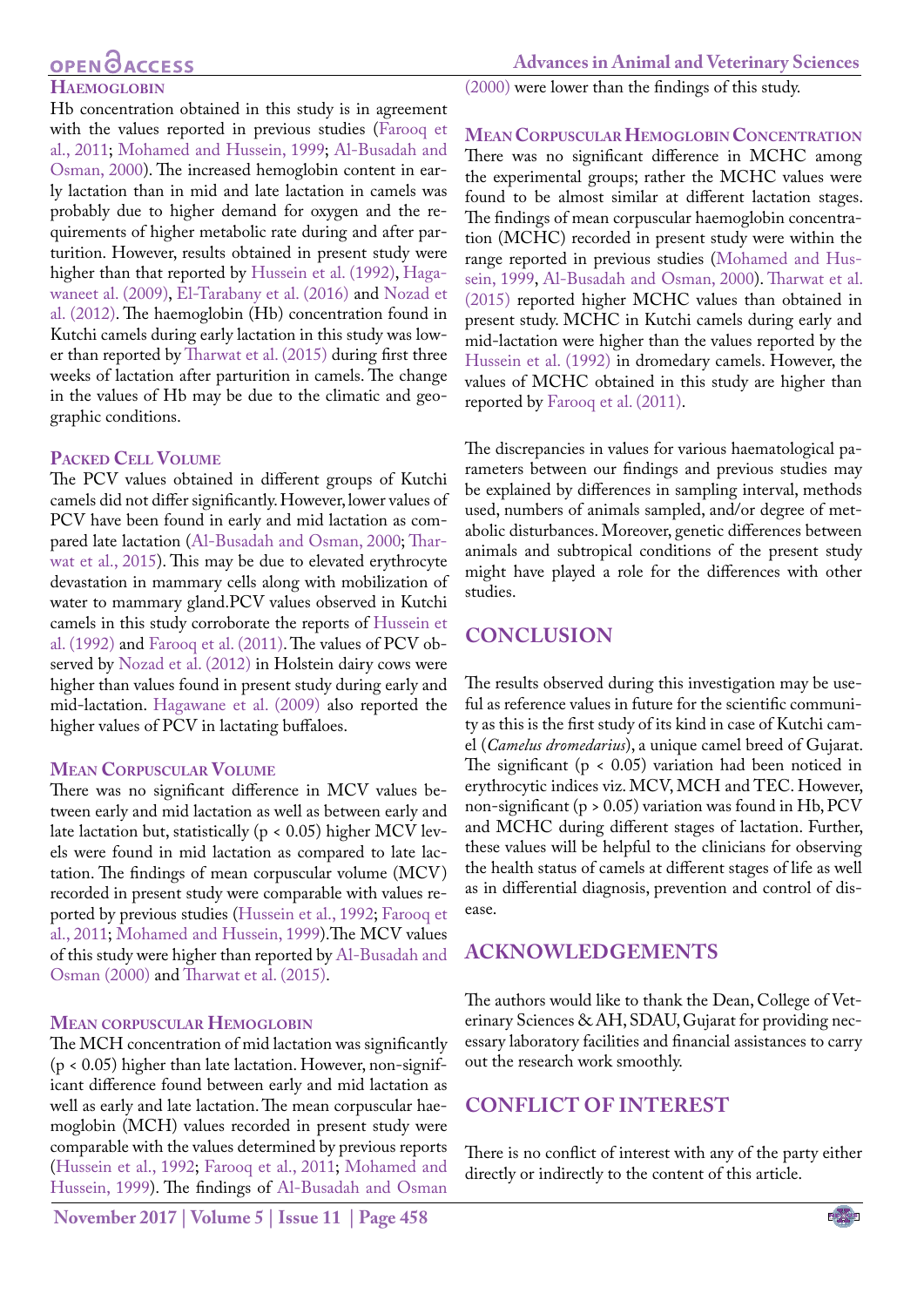### Haemoglobin

Hb concentration obtained in this study is in agreement with the values reported in previous studies (Farooq et al., 2011; Mohamed and Hussein, 1999; Al-Busadah and Osman, 2000). The increased hemoglobin content in early lactation than in mid and late lactation in camels was probably due to higher demand for oxygen and the requirements of higher metabolic rate during and after parturition. However, results obtained in present study were higher than that reported by Hussein et al. (1992), Hagawaneet al. (2009), El-Tarabany et al. (2016) and Nozad et al. (2012). The haemoglobin (Hb) concentration found in Kutchi camels during early lactation in this study was lower than reported by Tharwat et al. (2015) during first three weeks of lactation after parturition in camels. The change in the values of Hb may be due to the climatic and geographic conditions.

### Packed Cell Volume

The PCV values obtained in different groups of Kutchi camels did not differ significantly. However, lower values of PCV have been found in early and mid lactation as compared late lactation (Al-Busadah and Osman, 2000; Tharwat et al., 2015). This may be due to elevated erythrocyte devastation in mammary cells along with mobilization of water to mammary gland.PCV values observed in Kutchi camels in this study corroborate the reports of Hussein et al. (1992) and Farooq et al. (2011). The values of PCV observed by Nozad et al. (2012) in Holstein dairy cows were higher than values found in present study during early and mid-lactation. Hagawane et al. (2009) also reported the higher values of PCV in lactating buffaloes.

### Mean Corpuscular Volume

There was no significant difference in MCV values between early and mid lactation as well as between early and late lactation but, statistically ($p < 0.05$) higher MCV levels were found in mid lactation as compared to late lactation. The findings of mean corpuscular volume (MCV) recorded in present study were comparable with values reported by previous studies (Hussein et al., 1992; Farooq et al., 2011; Mohamed and Hussein, 1999).The MCV values of this study were higher than reported by Al-Busadah and Osman (2000) and Tharwat et al. (2015).

### Mean corpuscular Hemoglobin

The MCH concentration of mid lactation was significantly ($p < 0.05$) higher than late lactation. However, non-significant difference found between early and mid lactation as well as early and late lactation. The mean corpuscular haemoglobin (MCH) values recorded in present study were comparable with the values determined by previous reports (Hussein et al., 1992; Farooq et al., 2011; Mohamed and Hussein, 1999). The findings of Al-Busadah and Osman (2000) were lower than the findings of this study.

### Mean Corpuscular Hemoglobin Concentration

There was no significant difference in MCHC among the experimental groups; rather the MCHC values were found to be almost similar at different lactation stages. The findings of mean corpuscular haemoglobin concentration (MCHC) recorded in present study were within the range reported in previous studies (Mohamed and Hussein, 1999, Al-Busadah and Osman, 2000). Tharwat et al. (2015) reported higher MCHC values than obtained in present study. MCHC in Kutchi camels during early and mid-lactation were higher than the values reported by the Hussein et al. (1992) in dromedary camels. However, the values of MCHC obtained in this study are higher than reported by Farooq et al. (2011).

The discrepancies in values for various haematological parameters between our findings and previous studies may be explained by differences in sampling interval, methods used, numbers of animals sampled, and/or degree of metabolic disturbances. Moreover, genetic differences between animals and subtropical conditions of the present study might have played a role for the differences with other studies.

## Conclusion

The results observed during this investigation may be useful as reference values in future for the scientific community as this is the first study of its kind in case of Kutchi camel (*Camelus dromedarius*), a unique camel breed of Gujarat. The significant ($p < 0.05$) variation had been noticed in erythrocytic indices viz. MCV, MCH and TEC. However, non-significant ($p > 0.05$) variation was found in Hb, PCV and MCHC during different stages of lactation. Further, these values will be helpful to the clinicians for observing the health status of camels at different stages of life as well as in differential diagnosis, prevention and control of disease.

## Acknowledgements

The authors would like to thank the Dean, College of Veterinary Sciences & AH, SDAU, Gujarat for providing necessary laboratory facilities and financial assistances to carry out the research work smoothly.

## Conflict of Interest

There is no conflict of interest with any of the party either directly or indirectly to the content of this article.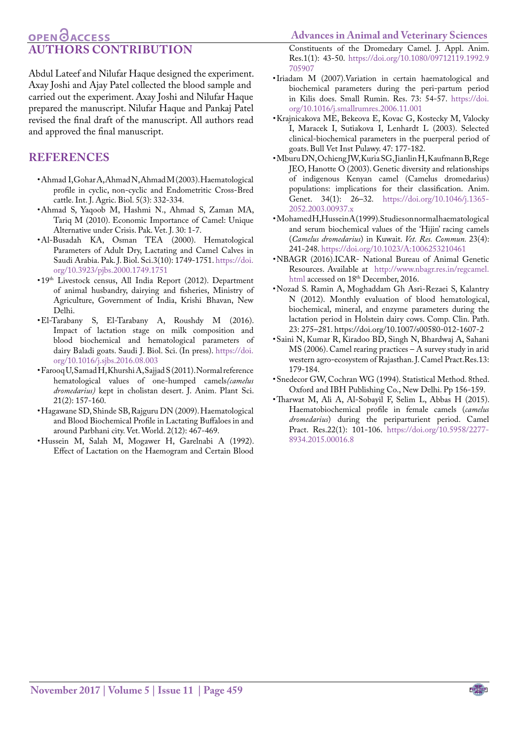## AUTHORS CONTRIBUTION

Abdul Lateef and Nilufar Haque designed the experiment. Axay Joshi and Ajay Patel collected the blood sample and carried out the experiment. Axay Joshi and Nilufar Haque prepared the manuscript. Nilufar Haque and Pankaj Patel revised the final draft of the manuscript. All authors read and approved the final manuscript.

## REFERENCES

- Ahmad I, Gohar A, Ahmad N, Ahmad M (2003). Haematological profile in cyclic, non-cyclic and Endometritic Cross-Bred cattle. Int. J. Agric. Biol. 5(3): 332-334.
- Ahmad S, Yaqoob M, Hashmi N., Ahmad S, Zaman MA, Tariq M (2010). Economic Importance of Camel: Unique Alternative under Crisis. Pak. Vet. J. 30: 1-7.
- Al-Busadah KA, Osman TEA (2000). Hematological Parameters of Adult Dry, Lactating and Camel Calves in Saudi Arabia. Pak. J. Biol. Sci.3(10): 1749-1751. https://doi.org/10.3923/pjbs.2000.1749.1751
- 19th Livestock census, All India Report (2012). Department of animal husbandry, dairying and fisheries, Ministry of Agriculture, Government of India, Krishi Bhavan, New Delhi.
- El-Tarabany S, El-Tarabany A, Roushdy M (2016). Impact of lactation stage on milk composition and blood biochemical and hematological parameters of dairy Baladi goats. Saudi J. Biol. Sci. (In press). https://doi.org/10.1016/j.sjbs.2016.08.003
- Farooq U, Samad H, Khurshi A, Sajjad S (2011). Normal reference hematological values of one-humped camels*(camelus dromedarius)* kept in cholistan desert. J. Anim. Plant Sci. 21(2): 157-160.
- Hagawane SD, Shinde SB, Rajguru DN (2009). Haematological and Blood Biochemical Profile in Lactating Buffaloes in and around Parbhani city. Vet. World. 2(12): 467-469.
- Hussein M, Salah M, Mogawer H, Garelnabi A (1992). Effect of Lactation on the Haemogram and Certain Blood Constituents of the Dromedary Camel. J. Appl. Anim. Res.1(1): 43-50. https://doi.org/10.1080/09712119.1992.9705907
- Iriadam M (2007).Variation in certain haematological and biochemical parameters during the peri-partum period in Kilis does. Small Rumin. Res. 73: 54-57. https://doi.org/10.1016/j.smallrumres.2006.11.001
- Krajnicakova ME, Bekeova E, Kovac G, Kostecky M, Valocky I, Maracek I, Sutiakova I, Lenhardt L (2003). Selected clinical-biochemical parameters in the puerperal period of goats. Bull Vet Inst Pulawy. 47: 177-182.
- Mburu DN, Ochieng JW, Kuria SG, Jianlin H, Kaufmann B, Rege JEO, Hanotte O (2003). Genetic diversity and relationships of indigenous Kenyan camel (Camelus dromedarius) populations: implications for their classification. Anim. Genet. 34(1): 26–32. https://doi.org/10.1046/j.1365-2052.2003.00937.x
- Mohamed H, Hussein A (1999). Studies on normal haematological and serum biochemical values of the 'Hijin' racing camels (*Camelus dromedarius*) in Kuwait. *Vet. Res. Commun.* 23(4): 241-248. https://doi.org/10.1023/A:1006253210461
- NBAGR (2016).ICAR- National Bureau of Animal Genetic Resources. Available at http://www.nbagr.res.in/regcamel.html accessed on 18th December, 2016.
- Nozad S. Ramin A, Moghaddam Gh Asri-Rezaei S, Kalantry N (2012). Monthly evaluation of blood hematological, biochemical, mineral, and enzyme parameters during the lactation period in Holstein dairy cows. Comp. Clin. Path. 23: 275–281. https://doi.org/10.1007/s00580-012-1607-2
- Saini N, Kumar R, Kiradoo BD, Singh N, Bhardwaj A, Sahani MS (2006). Camel rearing practices – A survey study in arid western agro-ecosystem of Rajasthan. J. Camel Pract.Res.13: 179-184.
- Snedecor GW, Cochran WG (1994). Statistical Method. 8thed. Oxford and IBH Publishing Co., New Delhi. Pp 156-159.
- Tharwat M, Ali A, Al-Sobayil F, Selim L, Abbas H (2015). Haematobiochemical profile in female camels (*camelus dromedarius*) during the periparturient period. Camel Pract. Res.22(1): 101-106. https://doi.org/10.5958/2277-8934.2015.00016.8